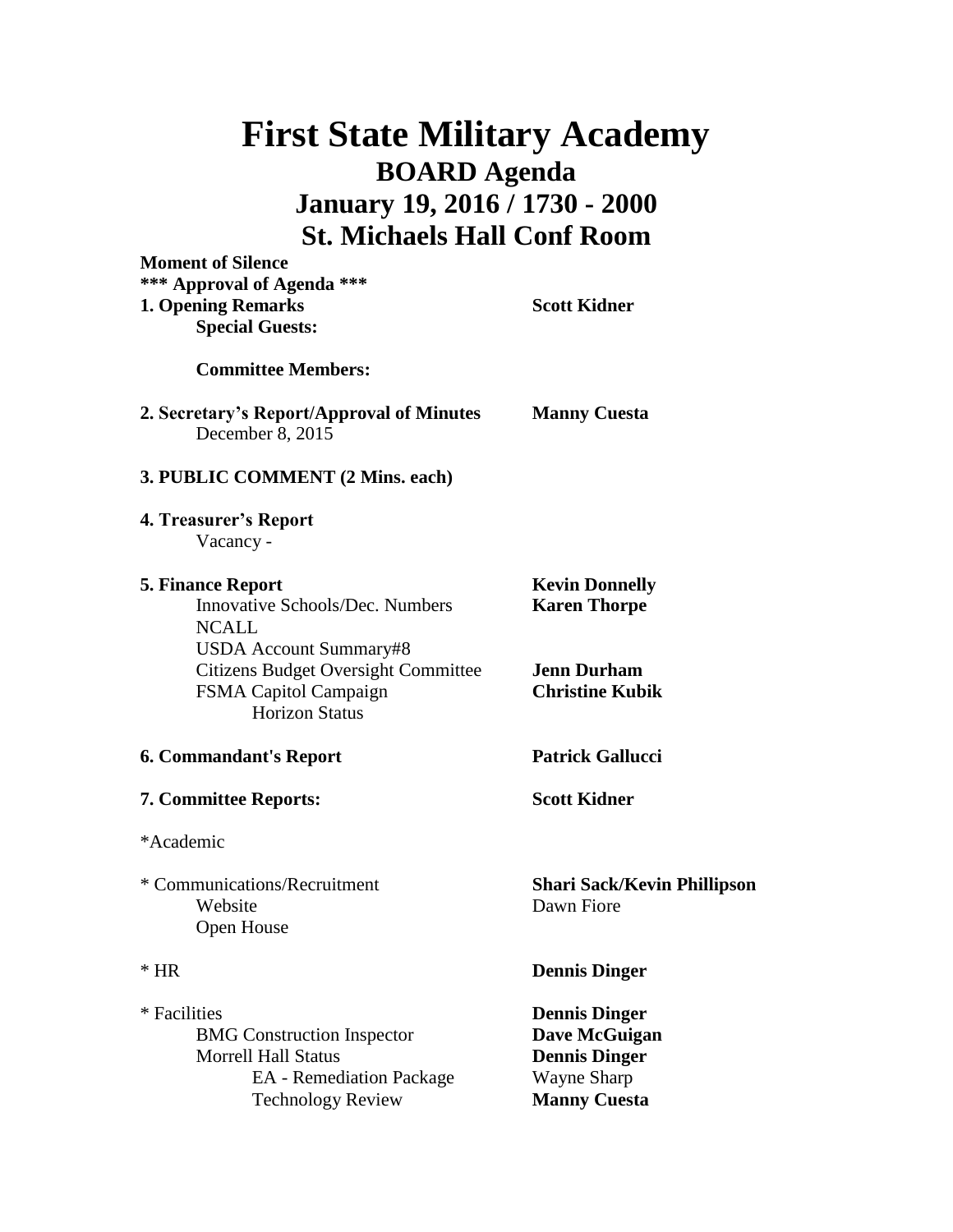# First State Military Academy

## BOARD Agenda

## January 19, 2016 / 1730 - 2000

## St. Michaels Hall Conf Room

**Moment of Silence**

**\*\*\* Approval of Agenda \*\*\***

**1. Opening Remarks** — **Scott Kidner**

**Special Guests:**

**Committee Members:**

**2. Secretary's Report/Approval of Minutes** — **Manny Cuesta**

December 8, 2015

**3. PUBLIC COMMENT (2 Mins. each)**

**4. Treasurer's Report**

Vacancy -

**5. Finance Report** — **Kevin Donnelly**

- Innovative Schools/Dec. Numbers — **Karen Thorpe**
- NCALL
- USDA Account Summary#8
- Citizens Budget Oversight Committee — **Jenn Durham**
- FSMA Capitol Campaign — **Christine Kubik**
  - Horizon Status

**6. Commandant's Report** — **Patrick Gallucci**

**7. Committee Reports:** — **Scott Kidner**

*Academic

* Communications/Recruitment — **Shari Sack/Kevin Phillipson**

- Website — Dawn Fiore
- Open House

* HR — **Dennis Dinger**

* Facilities — **Dennis Dinger**

- BMG Construction Inspector — **Dave McGuigan**
- Morrell Hall Status — **Dennis Dinger**
  - EA - Remediation Package — Wayne Sharp
  - Technology Review — **Manny Cuesta**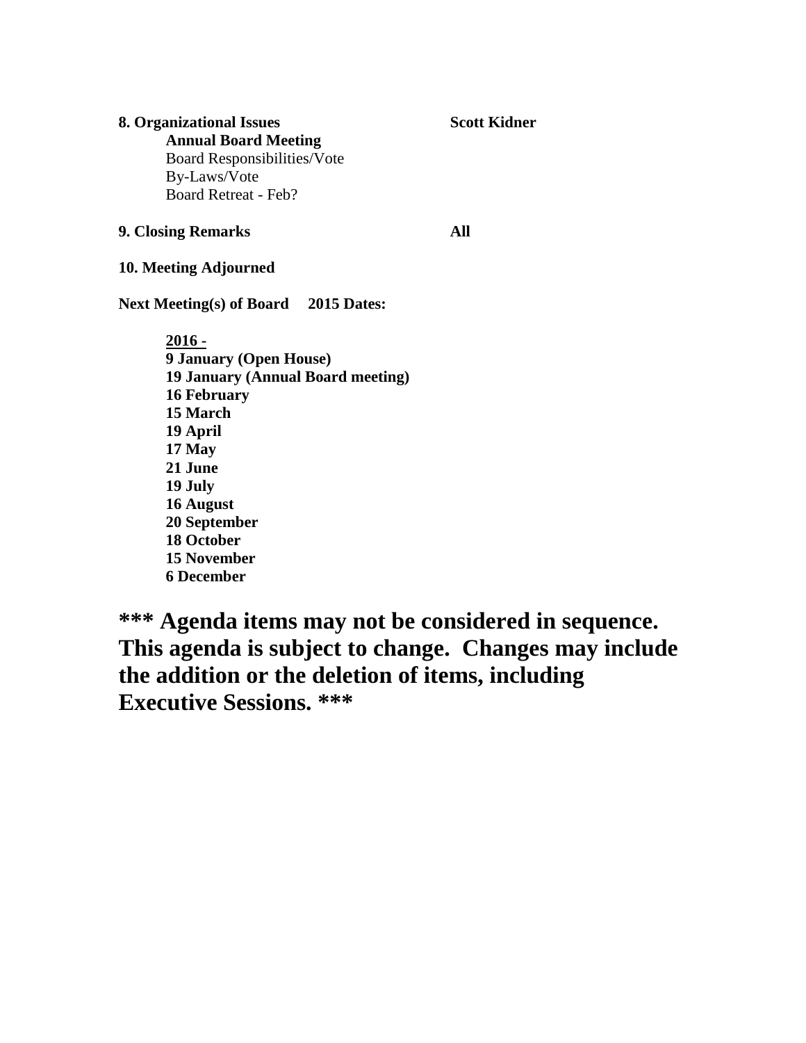**8. Organizational Issues** **Scott Kidner**

**Annual Board Meeting**

Board Responsibilities/Vote

By-Laws/Vote

Board Retreat - Feb?

**9. Closing Remarks** **All**

**10. Meeting Adjourned**

**Next Meeting(s) of Board 2015 Dates:**

**2016 -**

**9 January (Open House)**
**19 January (Annual Board meeting)**
**16 February**
**15 March**
**19 April**
**17 May**
**21 June**
**19 July**
**16 August**
**20 September**
**18 October**
**15 November**
**6 December**

**\*\*\* Agenda items may not be considered in sequence. This agenda is subject to change. Changes may include the addition or the deletion of items, including Executive Sessions. \*\*\***